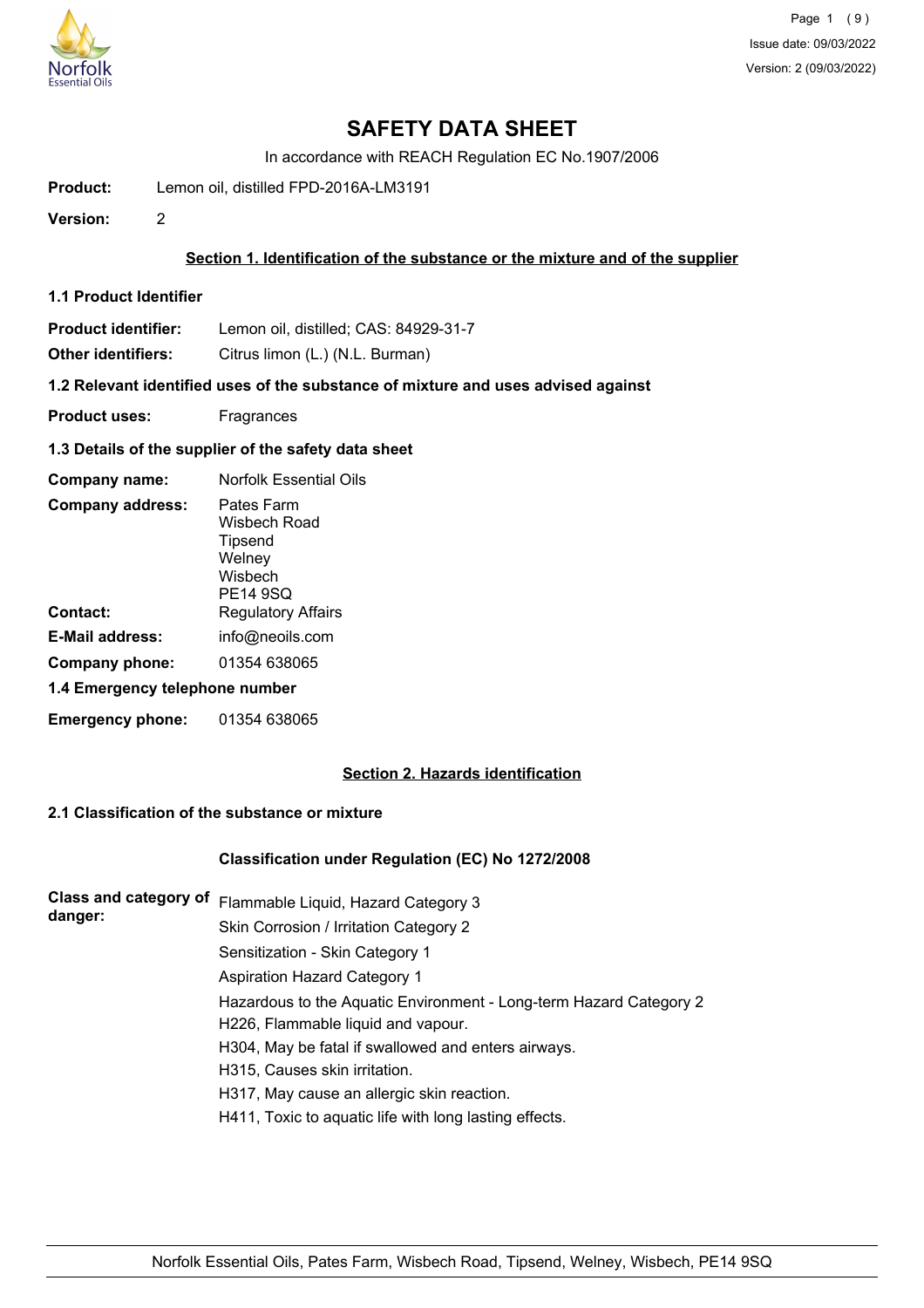# SAFETY DATA SHEET

In accordance with REACH Regulation EC No.1907/2006

**Product:** Lemon oil, distilled FPD-2016A-LM3191

**Version:** 2

## Section 1. Identification of the substance or the mixture and of the supplier

### 1.1 Product Identifier

**Product identifier:** Lemon oil, distilled; CAS: 84929-31-7

**Other identifiers:** Citrus limon (L.) (N.L. Burman)

### 1.2 Relevant identified uses of the substance of mixture and uses advised against

**Product uses:** Fragrances

### 1.3 Details of the supplier of the safety data sheet

**Company name:** Norfolk Essential Oils

**Company address:** Pates Farm
Wisbech Road
Tipsend
Welney
Wisbech
PE14 9SQ

**Contact:** Regulatory Affairs

**E-Mail address:** info@neoils.com

**Company phone:** 01354 638065

### 1.4 Emergency telephone number

**Emergency phone:** 01354 638065

## Section 2. Hazards identification

### 2.1 Classification of the substance or mixture

**Classification under Regulation (EC) No 1272/2008**

**Class and category of danger:**

Flammable Liquid, Hazard Category 3
Skin Corrosion / Irritation Category 2
Sensitization - Skin Category 1
Aspiration Hazard Category 1
Hazardous to the Aquatic Environment - Long-term Hazard Category 2
H226, Flammable liquid and vapour.
H304, May be fatal if swallowed and enters airways.
H315, Causes skin irritation.
H317, May cause an allergic skin reaction.
H411, Toxic to aquatic life with long lasting effects.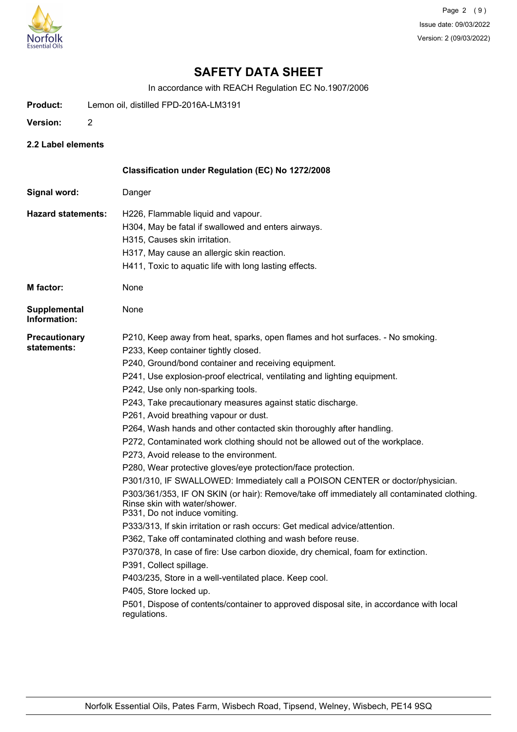# SAFETY DATA SHEET

In accordance with REACH Regulation EC No.1907/2006

**Product:** Lemon oil, distilled FPD-2016A-LM3191

**Version:** 2

## 2.2 Label elements

**Classification under Regulation (EC) No 1272/2008**

**Signal word:** Danger

**Hazard statements:**

H226, Flammable liquid and vapour.
H304, May be fatal if swallowed and enters airways.
H315, Causes skin irritation.
H317, May cause an allergic skin reaction.
H411, Toxic to aquatic life with long lasting effects.

**M factor:** None

**Supplemental Information:** None

**Precautionary statements:**

P210, Keep away from heat, sparks, open flames and hot surfaces. - No smoking.
P233, Keep container tightly closed.
P240, Ground/bond container and receiving equipment.
P241, Use explosion-proof electrical, ventilating and lighting equipment.
P242, Use only non-sparking tools.
P243, Take precautionary measures against static discharge.
P261, Avoid breathing vapour or dust.
P264, Wash hands and other contacted skin thoroughly after handling.
P272, Contaminated work clothing should not be allowed out of the workplace.
P273, Avoid release to the environment.
P280, Wear protective gloves/eye protection/face protection.
P301/310, IF SWALLOWED: Immediately call a POISON CENTER or doctor/physician.
P303/361/353, IF ON SKIN (or hair): Remove/take off immediately all contaminated clothing. Rinse skin with water/shower.
P331, Do not induce vomiting.
P333/313, If skin irritation or rash occurs: Get medical advice/attention.
P362, Take off contaminated clothing and wash before reuse.
P370/378, In case of fire: Use carbon dioxide, dry chemical, foam for extinction.
P391, Collect spillage.
P403/235, Store in a well-ventilated place. Keep cool.
P405, Store locked up.
P501, Dispose of contents/container to approved disposal site, in accordance with local regulations.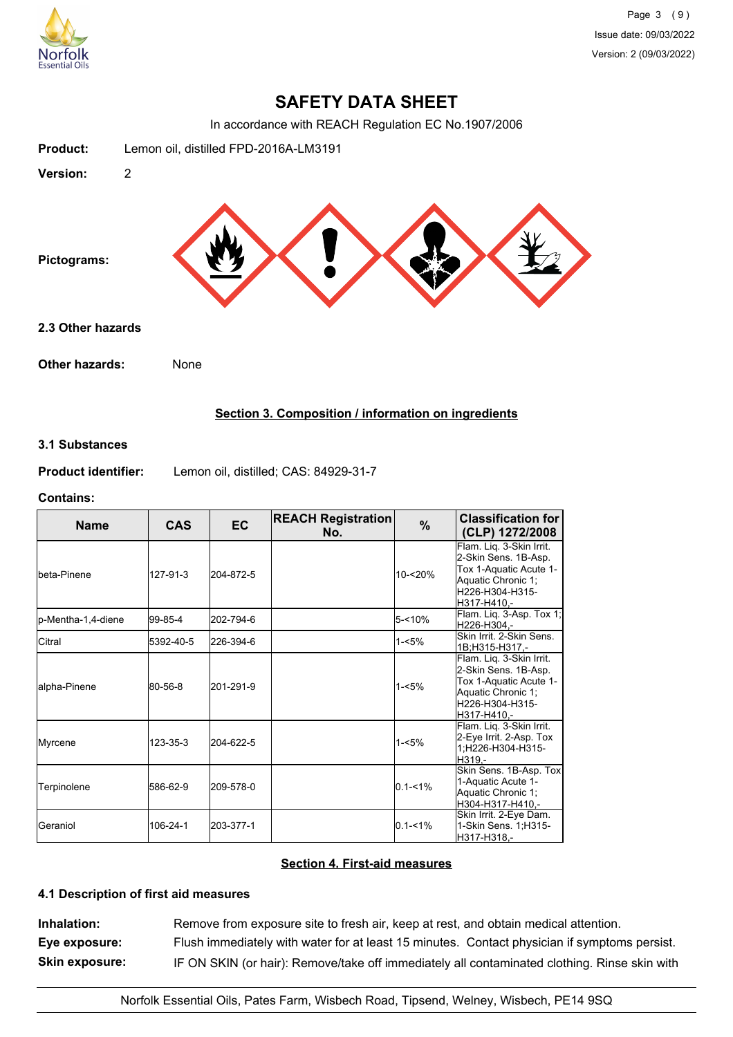# SAFETY DATA SHEET

In accordance with REACH Regulation EC No.1907/2006

**Product:** Lemon oil, distilled FPD-2016A-LM3191

**Version:** 2

**Pictograms:**

### 2.3 Other hazards

**Other hazards:** None

## Section 3. Composition / information on ingredients

### 3.1 Substances

**Product identifier:** Lemon oil, distilled; CAS: 84929-31-7

**Contains:**

| Name | CAS | EC | REACH Registration No. | % | Classification for (CLP) 1272/2008 |
|---|---|---|---|---|---|
| beta-Pinene | 127-91-3 | 204-872-5 | | 10-<20% | Flam. Liq. 3-Skin Irrit. 2-Skin Sens. 1B-Asp. Tox 1-Aquatic Acute 1-Aquatic Chronic 1; H226-H304-H315-H317-H410,- |
| p-Mentha-1,4-diene | 99-85-4 | 202-794-6 | | 5-<10% | Flam. Liq. 3-Asp. Tox 1; H226-H304,- |
| Citral | 5392-40-5 | 226-394-6 | | 1-<5% | Skin Irrit. 2-Skin Sens. 1B;H315-H317,- |
| alpha-Pinene | 80-56-8 | 201-291-9 | | 1-<5% | Flam. Liq. 3-Skin Irrit. 2-Skin Sens. 1B-Asp. Tox 1-Aquatic Acute 1-Aquatic Chronic 1; H226-H304-H315-H317-H410,- |
| Myrcene | 123-35-3 | 204-622-5 | | 1-<5% | Flam. Liq. 3-Skin Irrit. 2-Eye Irrit. 2-Asp. Tox 1;H226-H304-H315-H319,- |
| Terpinolene | 586-62-9 | 209-578-0 | | 0.1-<1% | Skin Sens. 1B-Asp. Tox 1-Aquatic Acute 1-Aquatic Chronic 1; H304-H317-H410,- |
| Geraniol | 106-24-1 | 203-377-1 | | 0.1-<1% | Skin Irrit. 2-Eye Dam. 1-Skin Sens. 1;H315-H317-H318,- |

## Section 4. First-aid measures

### 4.1 Description of first aid measures

**Inhalation:** Remove from exposure site to fresh air, keep at rest, and obtain medical attention.

**Eye exposure:** Flush immediately with water for at least 15 minutes. Contact physician if symptoms persist.

**Skin exposure:** IF ON SKIN (or hair): Remove/take off immediately all contaminated clothing. Rinse skin with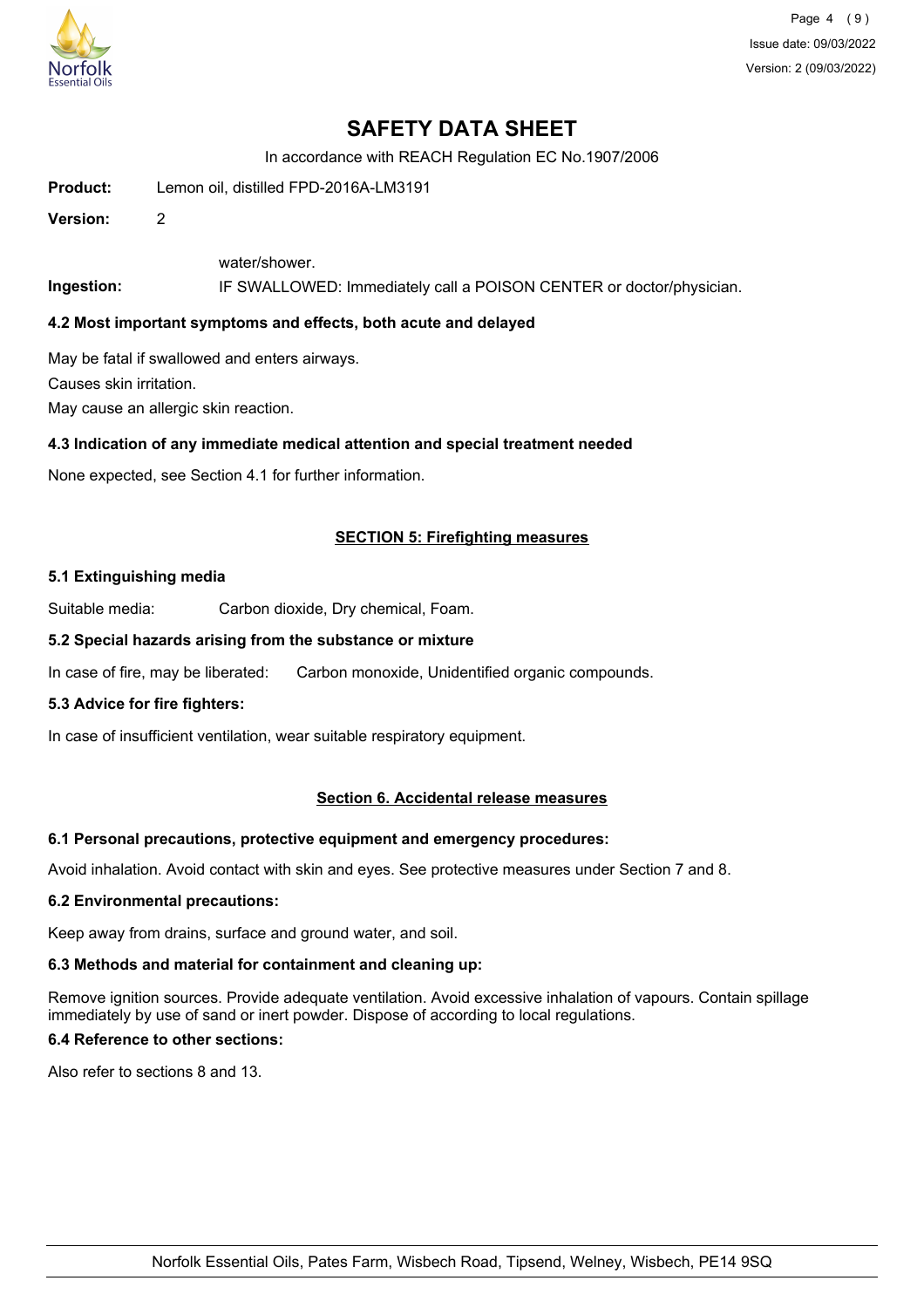**Product:** Lemon oil, distilled FPD-2016A-LM3191

**Version:** 2

water/shower.

**Ingestion:** IF SWALLOWED: Immediately call a POISON CENTER or doctor/physician.

### 4.2 Most important symptoms and effects, both acute and delayed

May be fatal if swallowed and enters airways.

Causes skin irritation.

May cause an allergic skin reaction.

### 4.3 Indication of any immediate medical attention and special treatment needed

None expected, see Section 4.1 for further information.

## SECTION 5: Firefighting measures

### 5.1 Extinguishing media

Suitable media: Carbon dioxide, Dry chemical, Foam.

### 5.2 Special hazards arising from the substance or mixture

In case of fire, may be liberated: Carbon monoxide, Unidentified organic compounds.

### 5.3 Advice for fire fighters:

In case of insufficient ventilation, wear suitable respiratory equipment.

## Section 6. Accidental release measures

### 6.1 Personal precautions, protective equipment and emergency procedures:

Avoid inhalation. Avoid contact with skin and eyes. See protective measures under Section 7 and 8.

### 6.2 Environmental precautions:

Keep away from drains, surface and ground water, and soil.

### 6.3 Methods and material for containment and cleaning up:

Remove ignition sources. Provide adequate ventilation. Avoid excessive inhalation of vapours. Contain spillage immediately by use of sand or inert powder. Dispose of according to local regulations.

### 6.4 Reference to other sections:

Also refer to sections 8 and 13.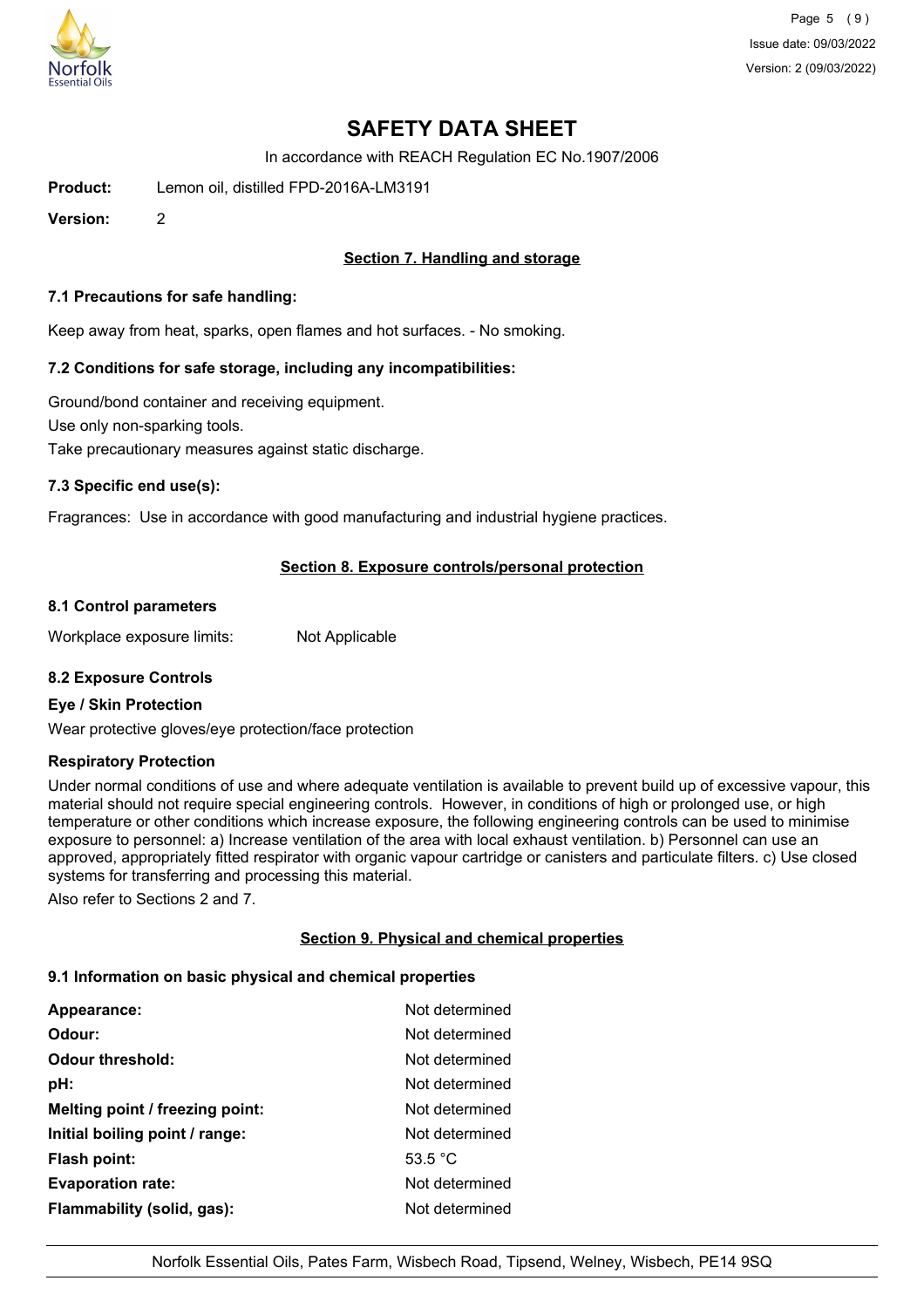# SAFETY DATA SHEET

In accordance with REACH Regulation EC No.1907/2006

**Product:** Lemon oil, distilled FPD-2016A-LM3191

**Version:** 2

## Section 7. Handling and storage

### 7.1 Precautions for safe handling:

Keep away from heat, sparks, open flames and hot surfaces. - No smoking.

### 7.2 Conditions for safe storage, including any incompatibilities:

Ground/bond container and receiving equipment.

Use only non-sparking tools.

Take precautionary measures against static discharge.

### 7.3 Specific end use(s):

Fragrances: Use in accordance with good manufacturing and industrial hygiene practices.

## Section 8. Exposure controls/personal protection

### 8.1 Control parameters

Workplace exposure limits: Not Applicable

### 8.2 Exposure Controls

**Eye / Skin Protection**

Wear protective gloves/eye protection/face protection

**Respiratory Protection**

Under normal conditions of use and where adequate ventilation is available to prevent build up of excessive vapour, this material should not require special engineering controls. However, in conditions of high or prolonged use, or high temperature or other conditions which increase exposure, the following engineering controls can be used to minimise exposure to personnel: a) Increase ventilation of the area with local exhaust ventilation. b) Personnel can use an approved, appropriately fitted respirator with organic vapour cartridge or canisters and particulate filters. c) Use closed systems for transferring and processing this material.

Also refer to Sections 2 and 7.

## Section 9. Physical and chemical properties

### 9.1 Information on basic physical and chemical properties

| | |
|---|---|
| **Appearance:** | Not determined |
| **Odour:** | Not determined |
| **Odour threshold:** | Not determined |
| **pH:** | Not determined |
| **Melting point / freezing point:** | Not determined |
| **Initial boiling point / range:** | Not determined |
| **Flash point:** | 53.5 °C |
| **Evaporation rate:** | Not determined |
| **Flammability (solid, gas):** | Not determined |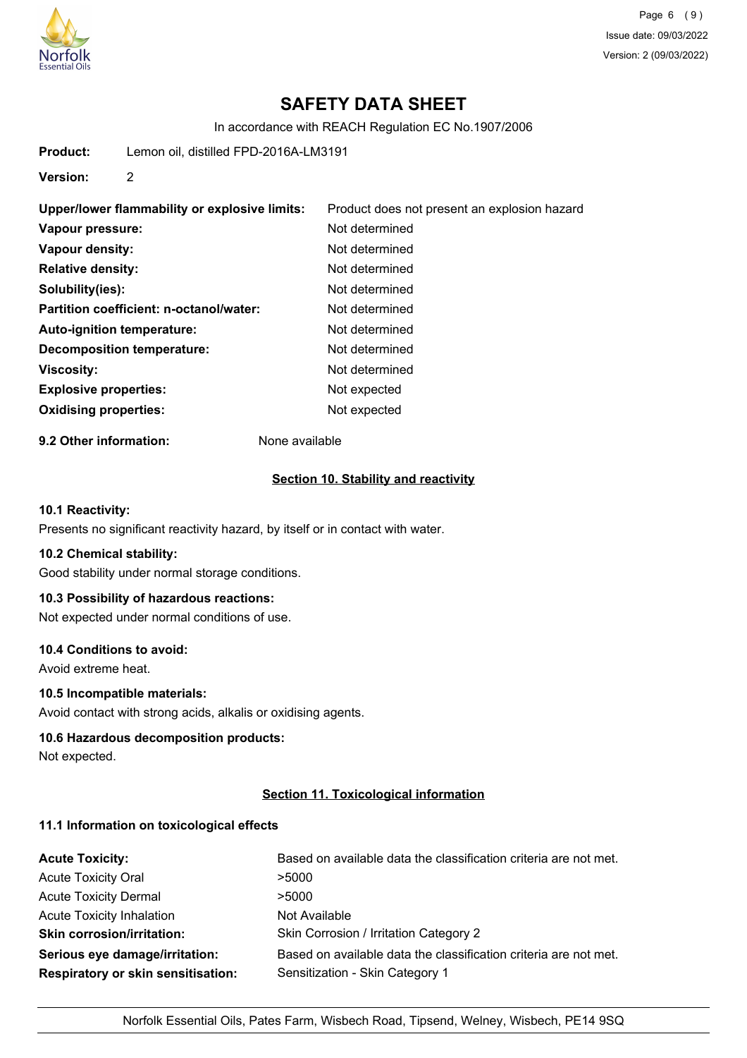# SAFETY DATA SHEET

In accordance with REACH Regulation EC No.1907/2006

**Product:** Lemon oil, distilled FPD-2016A-LM3191

**Version:** 2

| | |
|---|---|
| **Upper/lower flammability or explosive limits:** | Product does not present an explosion hazard |
| **Vapour pressure:** | Not determined |
| **Vapour density:** | Not determined |
| **Relative density:** | Not determined |
| **Solubility(ies):** | Not determined |
| **Partition coefficient: n-octanol/water:** | Not determined |
| **Auto-ignition temperature:** | Not determined |
| **Decomposition temperature:** | Not determined |
| **Viscosity:** | Not determined |
| **Explosive properties:** | Not expected |
| **Oxidising properties:** | Not expected |

**9.2 Other information:** None available

## Section 10. Stability and reactivity

### 10.1 Reactivity:

Presents no significant reactivity hazard, by itself or in contact with water.

### 10.2 Chemical stability:

Good stability under normal storage conditions.

### 10.3 Possibility of hazardous reactions:

Not expected under normal conditions of use.

### 10.4 Conditions to avoid:

Avoid extreme heat.

### 10.5 Incompatible materials:

Avoid contact with strong acids, alkalis or oxidising agents.

### 10.6 Hazardous decomposition products:

Not expected.

## Section 11. Toxicological information

### 11.1 Information on toxicological effects

| | |
|---|---|
| **Acute Toxicity:** | Based on available data the classification criteria are not met. |
| Acute Toxicity Oral | >5000 |
| Acute Toxicity Dermal | >5000 |
| Acute Toxicity Inhalation | Not Available |
| **Skin corrosion/irritation:** | Skin Corrosion / Irritation Category 2 |
| **Serious eye damage/irritation:** | Based on available data the classification criteria are not met. |
| **Respiratory or skin sensitisation:** | Sensitization - Skin Category 1 |

Norfolk Essential Oils, Pates Farm, Wisbech Road, Tipsend, Welney, Wisbech, PE14 9SQ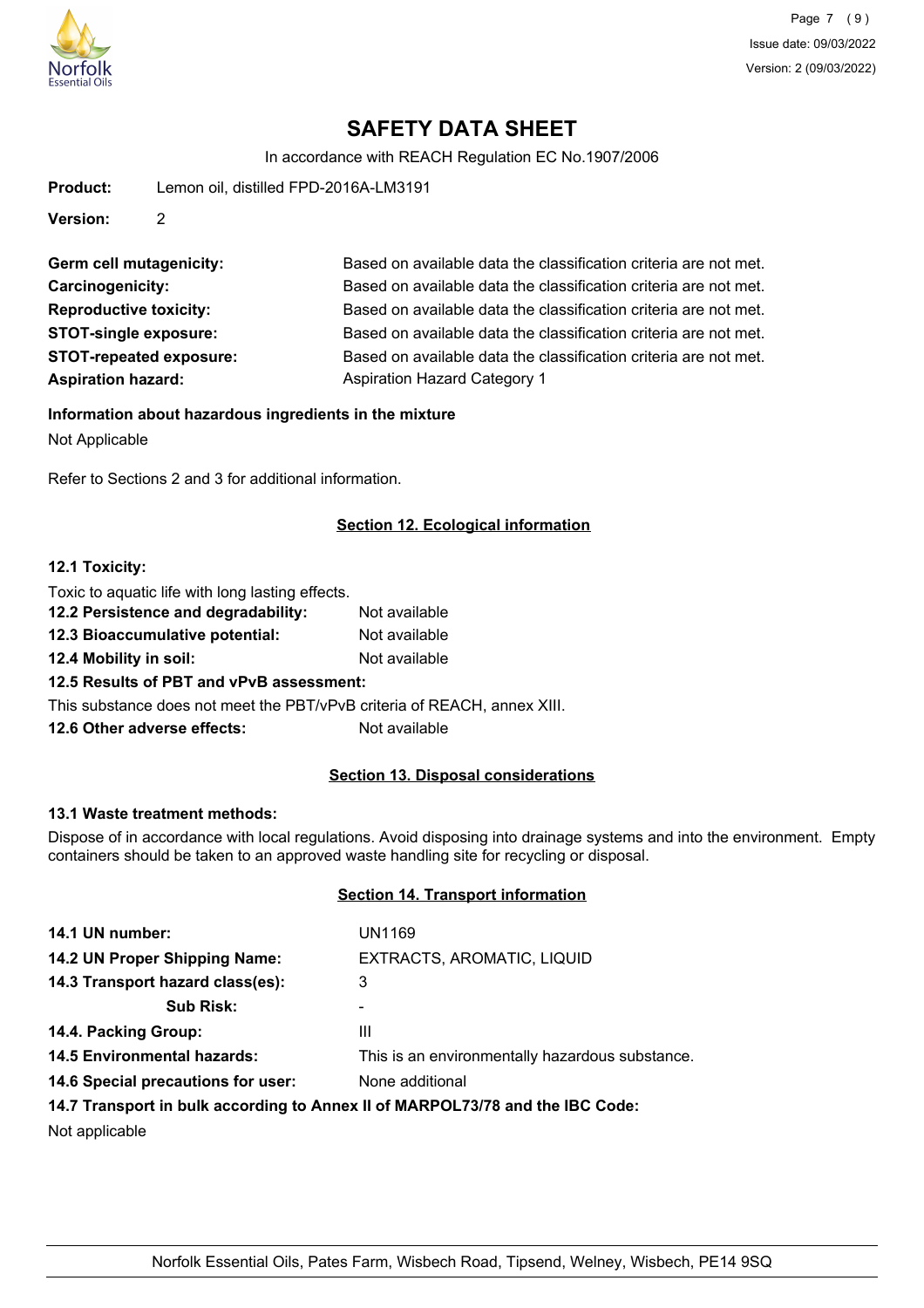# SAFETY DATA SHEET

In accordance with REACH Regulation EC No.1907/2006

**Product:** Lemon oil, distilled FPD-2016A-LM3191

**Version:** 2

| | |
|---|---|
| **Germ cell mutagenicity:** | Based on available data the classification criteria are not met. |
| **Carcinogenicity:** | Based on available data the classification criteria are not met. |
| **Reproductive toxicity:** | Based on available data the classification criteria are not met. |
| **STOT-single exposure:** | Based on available data the classification criteria are not met. |
| **STOT-repeated exposure:** | Based on available data the classification criteria are not met. |
| **Aspiration hazard:** | Aspiration Hazard Category 1 |

**Information about hazardous ingredients in the mixture**

Not Applicable

Refer to Sections 2 and 3 for additional information.

## Section 12. Ecological information

**12.1 Toxicity:**

Toxic to aquatic life with long lasting effects.

| | |
|---|---|
| **12.2 Persistence and degradability:** | Not available |
| **12.3 Bioaccumulative potential:** | Not available |
| **12.4 Mobility in soil:** | Not available |

**12.5 Results of PBT and vPvB assessment:**

This substance does not meet the PBT/vPvB criteria of REACH, annex XIII.

**12.6 Other adverse effects:** Not available

## Section 13. Disposal considerations

**13.1 Waste treatment methods:**

Dispose of in accordance with local regulations. Avoid disposing into drainage systems and into the environment. Empty containers should be taken to an approved waste handling site for recycling or disposal.

## Section 14. Transport information

| | |
|---|---|
| **14.1 UN number:** | UN1169 |
| **14.2 UN Proper Shipping Name:** | EXTRACTS, AROMATIC, LIQUID |
| **14.3 Transport hazard class(es):** | 3 |
| **Sub Risk:** | - |
| **14.4. Packing Group:** | III |
| **14.5 Environmental hazards:** | This is an environmentally hazardous substance. |
| **14.6 Special precautions for user:** | None additional |

**14.7 Transport in bulk according to Annex II of MARPOL73/78 and the IBC Code:**

Not applicable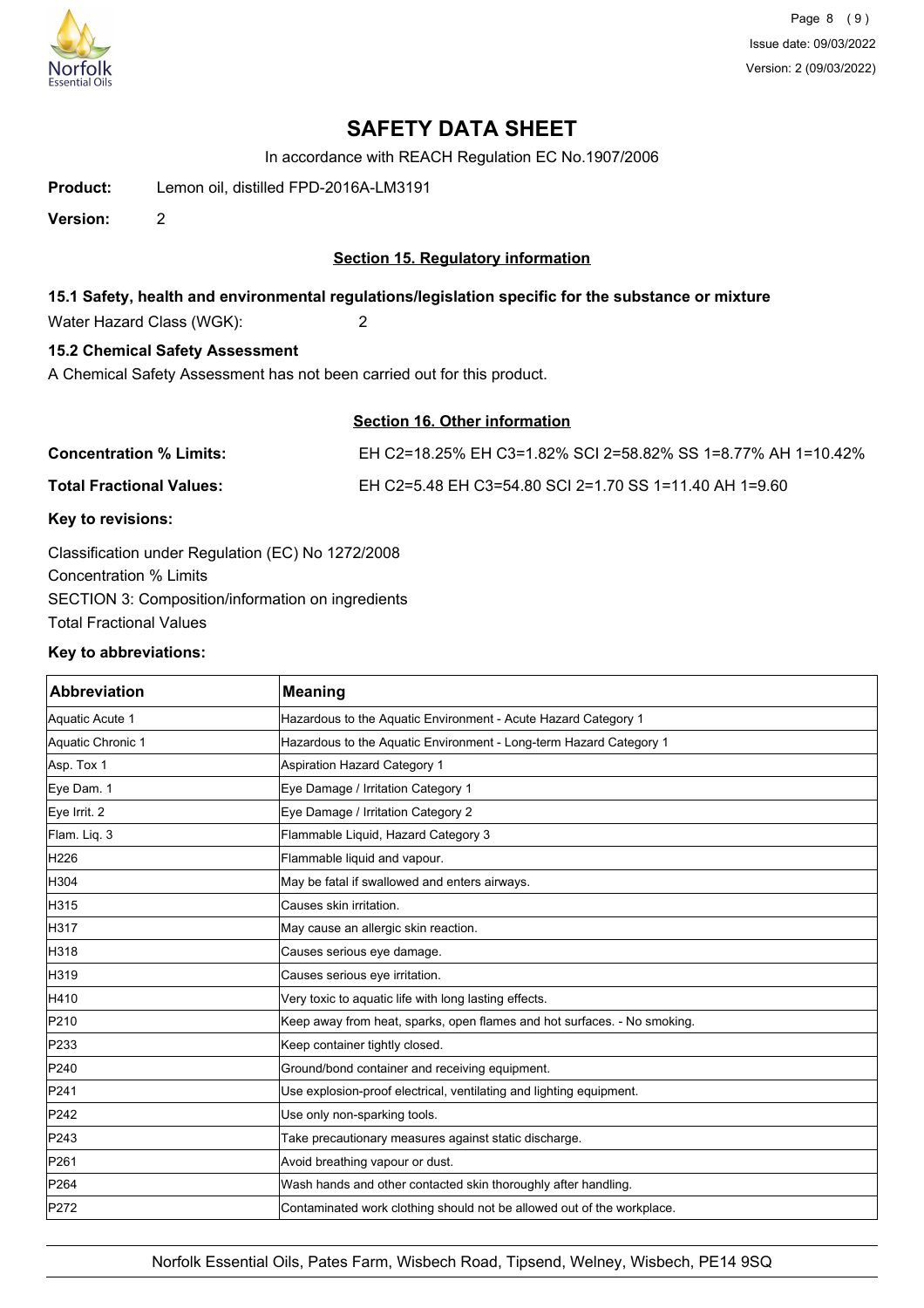# SAFETY DATA SHEET

In accordance with REACH Regulation EC No.1907/2006

**Product:** Lemon oil, distilled FPD-2016A-LM3191

**Version:** 2

## Section 15. Regulatory information

### 15.1 Safety, health and environmental regulations/legislation specific for the substance or mixture

Water Hazard Class (WGK): 2

### 15.2 Chemical Safety Assessment

A Chemical Safety Assessment has not been carried out for this product.

## Section 16. Other information

**Concentration % Limits:** EH C2=18.25% EH C3=1.82% SCI 2=58.82% SS 1=8.77% AH 1=10.42%

**Total Fractional Values:** EH C2=5.48 EH C3=54.80 SCI 2=1.70 SS 1=11.40 AH 1=9.60

**Key to revisions:**

Classification under Regulation (EC) No 1272/2008
Concentration % Limits
SECTION 3: Composition/information on ingredients
Total Fractional Values

**Key to abbreviations:**

| Abbreviation | Meaning |
|---|---|
| Aquatic Acute 1 | Hazardous to the Aquatic Environment - Acute Hazard Category 1 |
| Aquatic Chronic 1 | Hazardous to the Aquatic Environment - Long-term Hazard Category 1 |
| Asp. Tox 1 | Aspiration Hazard Category 1 |
| Eye Dam. 1 | Eye Damage / Irritation Category 1 |
| Eye Irrit. 2 | Eye Damage / Irritation Category 2 |
| Flam. Liq. 3 | Flammable Liquid, Hazard Category 3 |
| H226 | Flammable liquid and vapour. |
| H304 | May be fatal if swallowed and enters airways. |
| H315 | Causes skin irritation. |
| H317 | May cause an allergic skin reaction. |
| H318 | Causes serious eye damage. |
| H319 | Causes serious eye irritation. |
| H410 | Very toxic to aquatic life with long lasting effects. |
| P210 | Keep away from heat, sparks, open flames and hot surfaces. - No smoking. |
| P233 | Keep container tightly closed. |
| P240 | Ground/bond container and receiving equipment. |
| P241 | Use explosion-proof electrical, ventilating and lighting equipment. |
| P242 | Use only non-sparking tools. |
| P243 | Take precautionary measures against static discharge. |
| P261 | Avoid breathing vapour or dust. |
| P264 | Wash hands and other contacted skin thoroughly after handling. |
| P272 | Contaminated work clothing should not be allowed out of the workplace. |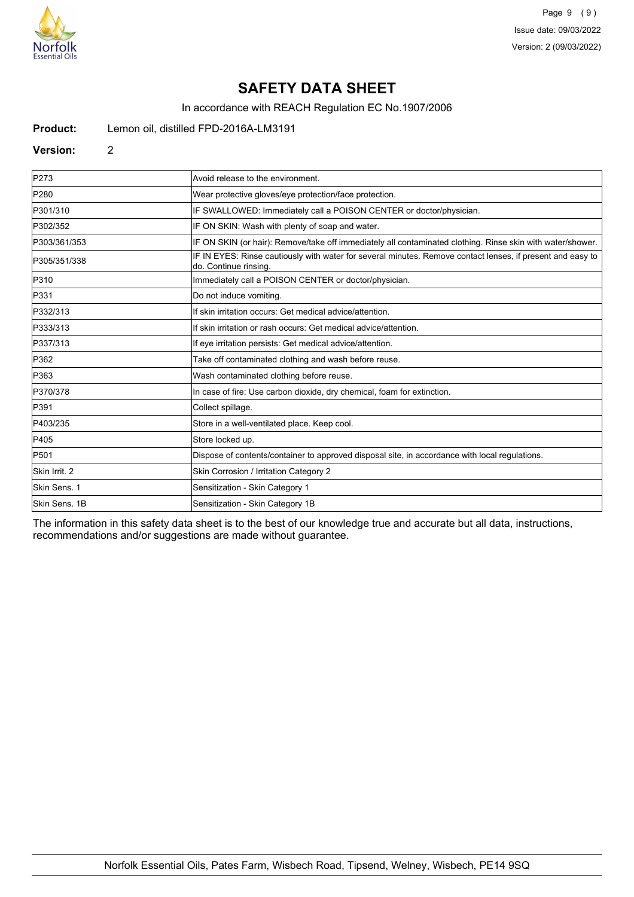# SAFETY DATA SHEET

In accordance with REACH Regulation EC No.1907/2006

**Product:** Lemon oil, distilled FPD-2016A-LM3191

**Version:** 2

| | |
|---|---|
| P273 | Avoid release to the environment. |
| P280 | Wear protective gloves/eye protection/face protection. |
| P301/310 | IF SWALLOWED: Immediately call a POISON CENTER or doctor/physician. |
| P302/352 | IF ON SKIN: Wash with plenty of soap and water. |
| P303/361/353 | IF ON SKIN (or hair): Remove/take off immediately all contaminated clothing. Rinse skin with water/shower. |
| P305/351/338 | IF IN EYES: Rinse cautiously with water for several minutes. Remove contact lenses, if present and easy to do. Continue rinsing. |
| P310 | Immediately call a POISON CENTER or doctor/physician. |
| P331 | Do not induce vomiting. |
| P332/313 | If skin irritation occurs: Get medical advice/attention. |
| P333/313 | If skin irritation or rash occurs: Get medical advice/attention. |
| P337/313 | If eye irritation persists: Get medical advice/attention. |
| P362 | Take off contaminated clothing and wash before reuse. |
| P363 | Wash contaminated clothing before reuse. |
| P370/378 | In case of fire: Use carbon dioxide, dry chemical, foam for extinction. |
| P391 | Collect spillage. |
| P403/235 | Store in a well-ventilated place. Keep cool. |
| P405 | Store locked up. |
| P501 | Dispose of contents/container to approved disposal site, in accordance with local regulations. |
| Skin Irrit. 2 | Skin Corrosion / Irritation Category 2 |
| Skin Sens. 1 | Sensitization - Skin Category 1 |
| Skin Sens. 1B | Sensitization - Skin Category 1B |

The information in this safety data sheet is to the best of our knowledge true and accurate but all data, instructions, recommendations and/or suggestions are made without guarantee.

Norfolk Essential Oils, Pates Farm, Wisbech Road, Tipsend, Welney, Wisbech, PE14 9SQ